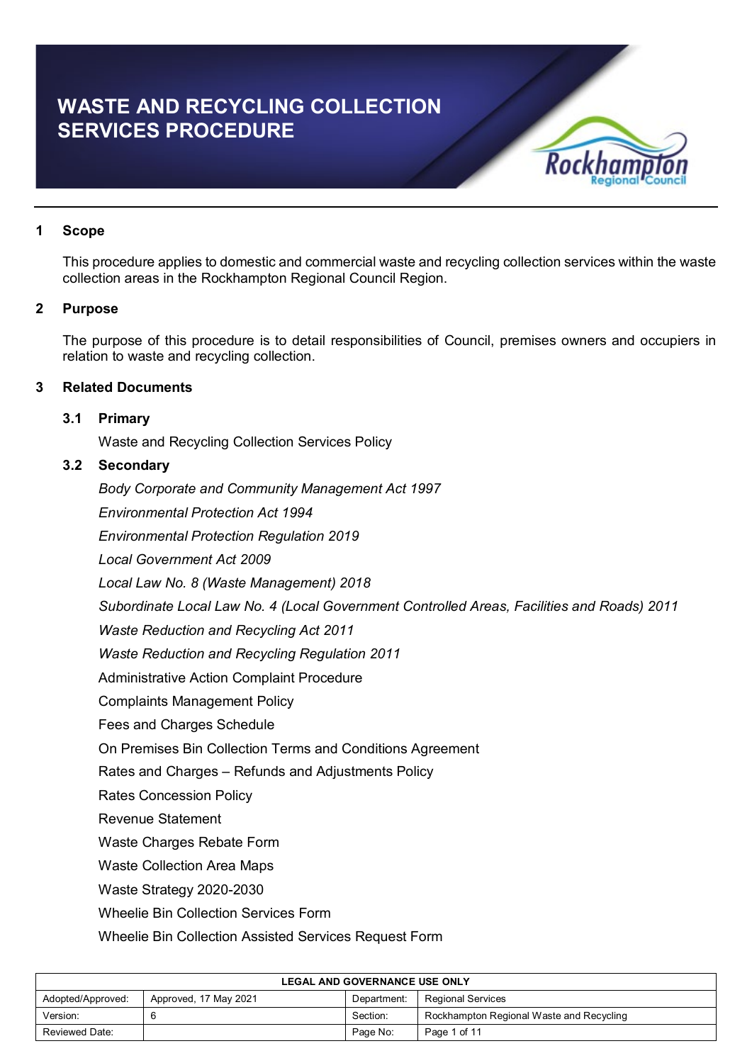# WASTE AND RECYCLING COLLECTION SERVICES PROCEDURE

## 1 Scope

This procedure applies to domestic and commercial waste and recycling collection services within the waste collection areas in the Rockhampton Regional Council Region.

## 2 Purpose

The purpose of this procedure is to detail responsibilities of Council, premises owners and occupiers in relation to waste and recycling collection.

## 3 Related Documents

### 3.1 Primary

Waste and Recycling Collection Services Policy

### 3.2 Secondary

*Body Corporate and Community Management Act 1997*

*Environmental Protection Act 1994*

*Environmental Protection Regulation 2019*

*Local Government Act 2009*

*Local Law No. 8 (Waste Management) 2018*

*Subordinate Local Law No. 4 (Local Government Controlled Areas, Facilities and Roads) 2011*

*Waste Reduction and Recycling Act 2011*

*Waste Reduction and Recycling Regulation 2011*

Administrative Action Complaint Procedure

Complaints Management Policy

Fees and Charges Schedule

On Premises Bin Collection Terms and Conditions Agreement

Rates and Charges – Refunds and Adjustments Policy

Rates Concession Policy

Revenue Statement

Waste Charges Rebate Form

Waste Collection Area Maps

Waste Strategy 2020-2030

Wheelie Bin Collection Services Form

Wheelie Bin Collection Assisted Services Request Form

| LEGAL AND GOVERNANCE USE ONLY | | | |
|---|---|---|---|
| Adopted/Approved: | Approved, 17 May 2021 | Department: | Regional Services |
| Version: | 6 | Section: | Rockhampton Regional Waste and Recycling |
| Reviewed Date: | | Page No: | Page 1 of 11 |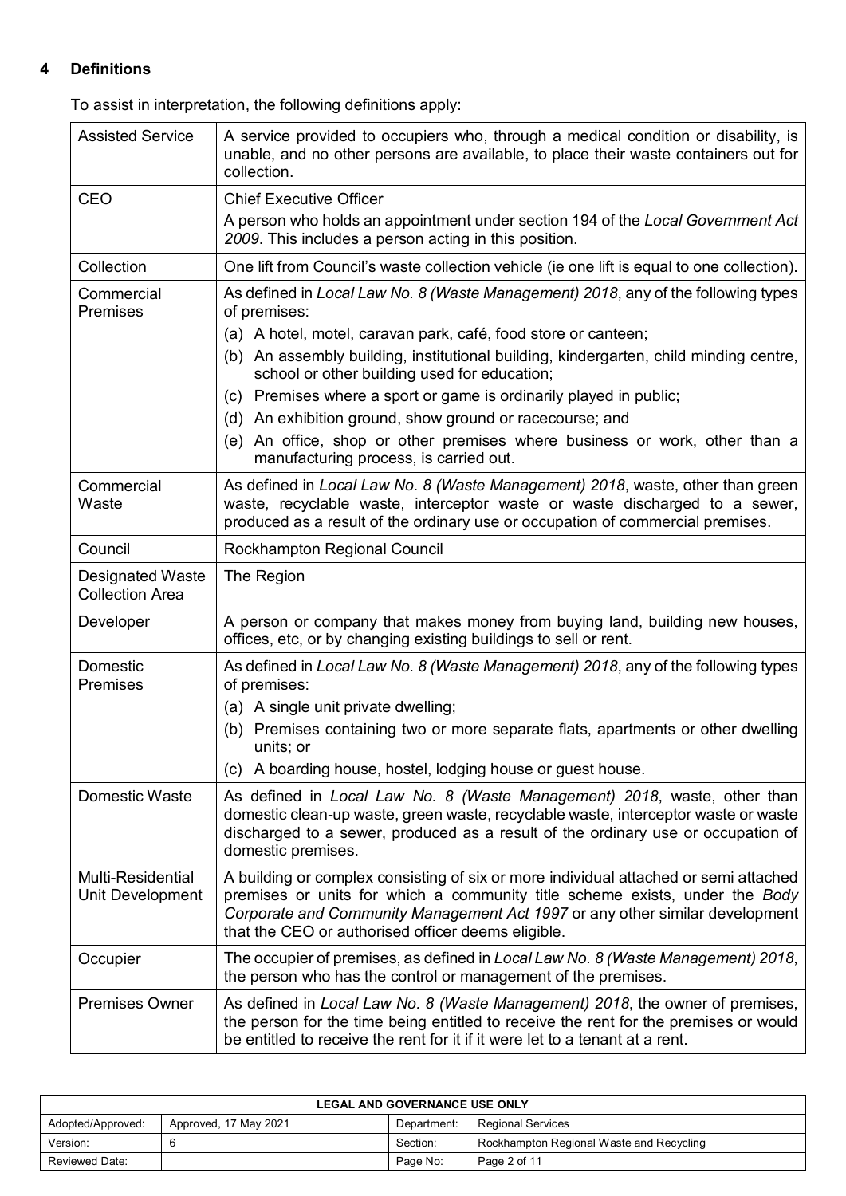## 4 Definitions

To assist in interpretation, the following definitions apply:

| | |
|---|---|
| Assisted Service | A service provided to occupiers who, through a medical condition or disability, is unable, and no other persons are available, to place their waste containers out for collection. |
| CEO | Chief Executive Officer<br>A person who holds an appointment under section 194 of the *Local Government Act 2009*. This includes a person acting in this position. |
| Collection | One lift from Council's waste collection vehicle (ie one lift is equal to one collection). |
| Commercial Premises | As defined in *Local Law No. 8 (Waste Management) 2018*, any of the following types of premises:<br>(a) A hotel, motel, caravan park, café, food store or canteen;<br>(b) An assembly building, institutional building, kindergarten, child minding centre, school or other building used for education;<br>(c) Premises where a sport or game is ordinarily played in public;<br>(d) An exhibition ground, show ground or racecourse; and<br>(e) An office, shop or other premises where business or work, other than a manufacturing process, is carried out. |
| Commercial Waste | As defined in *Local Law No. 8 (Waste Management) 2018*, waste, other than green waste, recyclable waste, interceptor waste or waste discharged to a sewer, produced as a result of the ordinary use or occupation of commercial premises. |
| Council | Rockhampton Regional Council |
| Designated Waste Collection Area | The Region |
| Developer | A person or company that makes money from buying land, building new houses, offices, etc, or by changing existing buildings to sell or rent. |
| Domestic Premises | As defined in *Local Law No. 8 (Waste Management) 2018*, any of the following types of premises:<br>(a) A single unit private dwelling;<br>(b) Premises containing two or more separate flats, apartments or other dwelling units; or<br>(c) A boarding house, hostel, lodging house or guest house. |
| Domestic Waste | As defined in *Local Law No. 8 (Waste Management) 2018*, waste, other than domestic clean-up waste, green waste, recyclable waste, interceptor waste or waste discharged to a sewer, produced as a result of the ordinary use or occupation of domestic premises. |
| Multi-Residential Unit Development | A building or complex consisting of six or more individual attached or semi attached premises or units for which a community title scheme exists, under the *Body Corporate and Community Management Act 1997* or any other similar development that the CEO or authorised officer deems eligible. |
| Occupier | The occupier of premises, as defined in *Local Law No. 8 (Waste Management) 2018*, the person who has the control or management of the premises. |
| Premises Owner | As defined in *Local Law No. 8 (Waste Management) 2018*, the owner of premises, the person for the time being entitled to receive the rent for the premises or would be entitled to receive the rent for it if it were let to a tenant at a rent. |

| LEGAL AND GOVERNANCE USE ONLY | | | |
|---|---|---|---|
| Adopted/Approved: | Approved, 17 May 2021 | Department: | Regional Services |
| Version: | 6 | Section: | Rockhampton Regional Waste and Recycling |
| Reviewed Date: | | Page No: | Page 2 of 11 |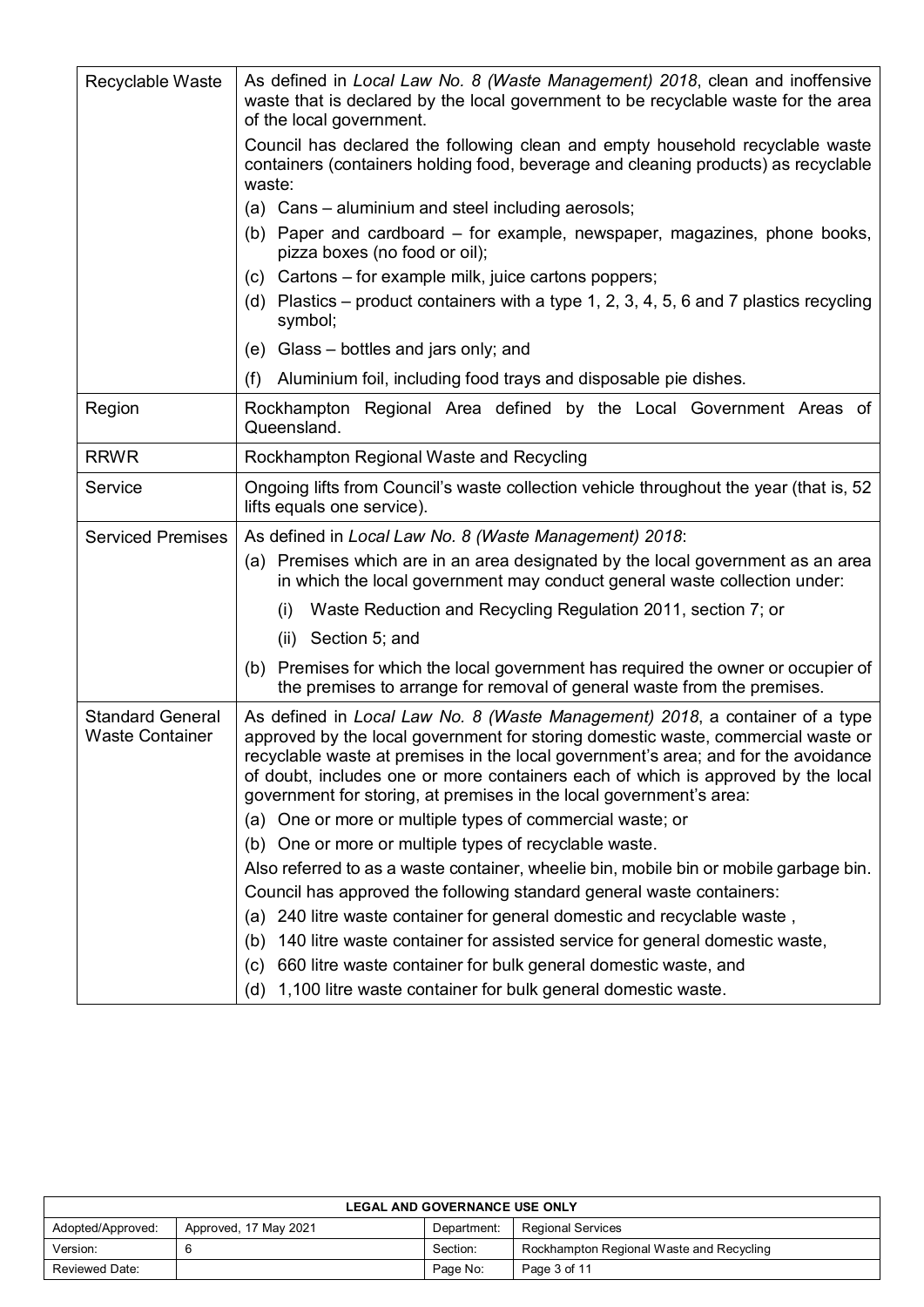| | |
|---|---|
| Recyclable Waste | As defined in *Local Law No. 8 (Waste Management) 2018*, clean and inoffensive waste that is declared by the local government to be recyclable waste for the area of the local government.<br><br>Council has declared the following clean and empty household recyclable waste containers (containers holding food, beverage and cleaning products) as recyclable waste:<br><br>(a) Cans – aluminium and steel including aerosols;<br>(b) Paper and cardboard – for example, newspaper, magazines, phone books, pizza boxes (no food or oil);<br>(c) Cartons – for example milk, juice cartons poppers;<br>(d) Plastics – product containers with a type 1, 2, 3, 4, 5, 6 and 7 plastics recycling symbol;<br>(e) Glass – bottles and jars only; and<br>(f) Aluminium foil, including food trays and disposable pie dishes. |
| Region | Rockhampton Regional Area defined by the Local Government Areas of Queensland. |
| RRWR | Rockhampton Regional Waste and Recycling |
| Service | Ongoing lifts from Council's waste collection vehicle throughout the year (that is, 52 lifts equals one service). |
| Serviced Premises | As defined in *Local Law No. 8 (Waste Management) 2018*:<br><br>(a) Premises which are in an area designated by the local government as an area in which the local government may conduct general waste collection under:<br>(i) Waste Reduction and Recycling Regulation 2011, section 7; or<br>(ii) Section 5; and<br><br>(b) Premises for which the local government has required the owner or occupier of the premises to arrange for removal of general waste from the premises. |
| Standard General Waste Container | As defined in *Local Law No. 8 (Waste Management) 2018*, a container of a type approved by the local government for storing domestic waste, commercial waste or recyclable waste at premises in the local government's area; and for the avoidance of doubt, includes one or more containers each of which is approved by the local government for storing, at premises in the local government's area:<br><br>(a) One or more or multiple types of commercial waste; or<br>(b) One or more or multiple types of recyclable waste.<br><br>Also referred to as a waste container, wheelie bin, mobile bin or mobile garbage bin.<br><br>Council has approved the following standard general waste containers:<br><br>(a) 240 litre waste container for general domestic and recyclable waste ,<br>(b) 140 litre waste container for assisted service for general domestic waste,<br>(c) 660 litre waste container for bulk general domestic waste, and<br>(d) 1,100 litre waste container for bulk general domestic waste. |

| LEGAL AND GOVERNANCE USE ONLY | | | |
|---|---|---|---|
| Adopted/Approved: | Approved, 17 May 2021 | Department: | Regional Services |
| Version: | 6 | Section: | Rockhampton Regional Waste and Recycling |
| Reviewed Date: | | Page No: | Page 3 of 11 |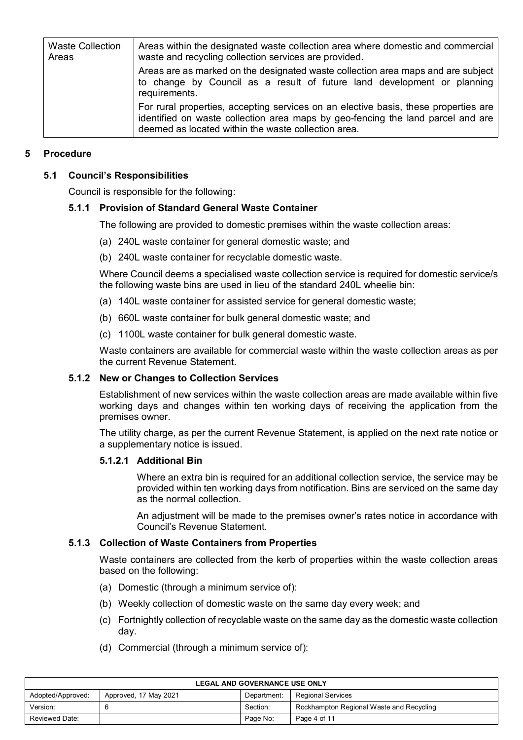| Waste Collection Areas | Areas within the designated waste collection area where domestic and commercial waste and recycling collection services are provided. Areas are as marked on the designated waste collection area maps and are subject to change by Council as a result of future land development or planning requirements. For rural properties, accepting services on an elective basis, these properties are identified on waste collection area maps by geo-fencing the land parcel and are deemed as located within the waste collection area. |
|---|---|

## 5 Procedure

### 5.1 Council's Responsibilities

Council is responsible for the following:

#### 5.1.1 Provision of Standard General Waste Container

The following are provided to domestic premises within the waste collection areas:

(a) 240L waste container for general domestic waste; and

(b) 240L waste container for recyclable domestic waste.

Where Council deems a specialised waste collection service is required for domestic service/s the following waste bins are used in lieu of the standard 240L wheelie bin:

(a) 140L waste container for assisted service for general domestic waste;

(b) 660L waste container for bulk general domestic waste; and

(c) 1100L waste container for bulk general domestic waste.

Waste containers are available for commercial waste within the waste collection areas as per the current Revenue Statement.

#### 5.1.2 New or Changes to Collection Services

Establishment of new services within the waste collection areas are made available within five working days and changes within ten working days of receiving the application from the premises owner.

The utility charge, as per the current Revenue Statement, is applied on the next rate notice or a supplementary notice is issued.

##### 5.1.2.1 Additional Bin

Where an extra bin is required for an additional collection service, the service may be provided within ten working days from notification. Bins are serviced on the same day as the normal collection.

An adjustment will be made to the premises owner's rates notice in accordance with Council's Revenue Statement.

#### 5.1.3 Collection of Waste Containers from Properties

Waste containers are collected from the kerb of properties within the waste collection areas based on the following:

(a) Domestic (through a minimum service of):

(b) Weekly collection of domestic waste on the same day every week; and

(c) Fortnightly collection of recyclable waste on the same day as the domestic waste collection day.

(d) Commercial (through a minimum service of):

| LEGAL AND GOVERNANCE USE ONLY | | | |
|---|---|---|---|
| Adopted/Approved: | Approved, 17 May 2021 | Department: | Regional Services |
| Version: | 6 | Section: | Rockhampton Regional Waste and Recycling |
| Reviewed Date: | | Page No: | Page 4 of 11 |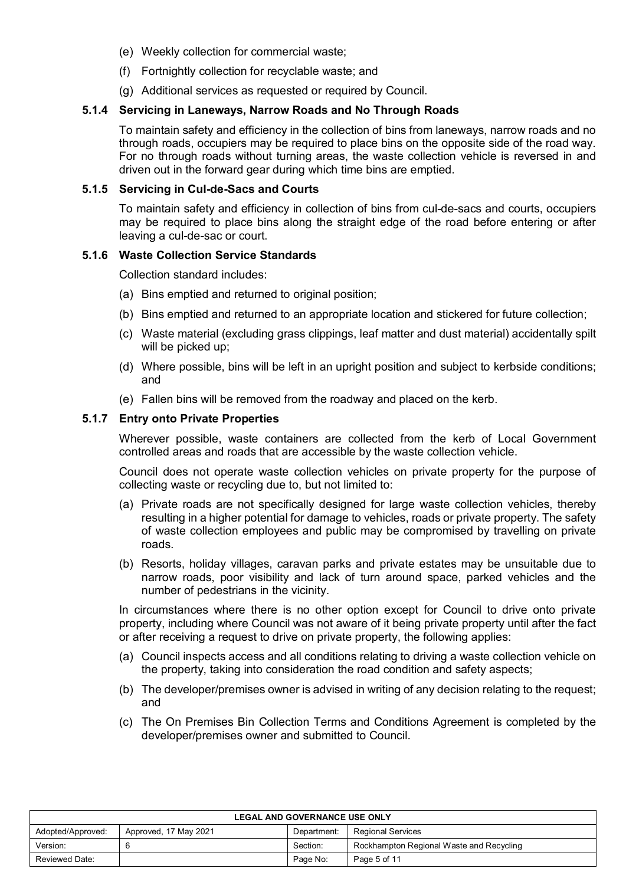(e) Weekly collection for commercial waste;

(f) Fortnightly collection for recyclable waste; and

(g) Additional services as requested or required by Council.

#### 5.1.4 Servicing in Laneways, Narrow Roads and No Through Roads

To maintain safety and efficiency in the collection of bins from laneways, narrow roads and no through roads, occupiers may be required to place bins on the opposite side of the road way. For no through roads without turning areas, the waste collection vehicle is reversed in and driven out in the forward gear during which time bins are emptied.

#### 5.1.5 Servicing in Cul-de-Sacs and Courts

To maintain safety and efficiency in collection of bins from cul-de-sacs and courts, occupiers may be required to place bins along the straight edge of the road before entering or after leaving a cul-de-sac or court.

#### 5.1.6 Waste Collection Service Standards

Collection standard includes:

(a) Bins emptied and returned to original position;

(b) Bins emptied and returned to an appropriate location and stickered for future collection;

(c) Waste material (excluding grass clippings, leaf matter and dust material) accidentally spilt will be picked up;

(d) Where possible, bins will be left in an upright position and subject to kerbside conditions; and

(e) Fallen bins will be removed from the roadway and placed on the kerb.

#### 5.1.7 Entry onto Private Properties

Wherever possible, waste containers are collected from the kerb of Local Government controlled areas and roads that are accessible by the waste collection vehicle.

Council does not operate waste collection vehicles on private property for the purpose of collecting waste or recycling due to, but not limited to:

(a) Private roads are not specifically designed for large waste collection vehicles, thereby resulting in a higher potential for damage to vehicles, roads or private property. The safety of waste collection employees and public may be compromised by travelling on private roads.

(b) Resorts, holiday villages, caravan parks and private estates may be unsuitable due to narrow roads, poor visibility and lack of turn around space, parked vehicles and the number of pedestrians in the vicinity.

In circumstances where there is no other option except for Council to drive onto private property, including where Council was not aware of it being private property until after the fact or after receiving a request to drive on private property, the following applies:

(a) Council inspects access and all conditions relating to driving a waste collection vehicle on the property, taking into consideration the road condition and safety aspects;

(b) The developer/premises owner is advised in writing of any decision relating to the request; and

(c) The On Premises Bin Collection Terms and Conditions Agreement is completed by the developer/premises owner and submitted to Council.

| LEGAL AND GOVERNANCE USE ONLY | | | |
|---|---|---|---|
| Adopted/Approved: | Approved, 17 May 2021 | Department: | Regional Services |
| Version: | 6 | Section: | Rockhampton Regional Waste and Recycling |
| Reviewed Date: | | Page No: | Page 5 of 11 |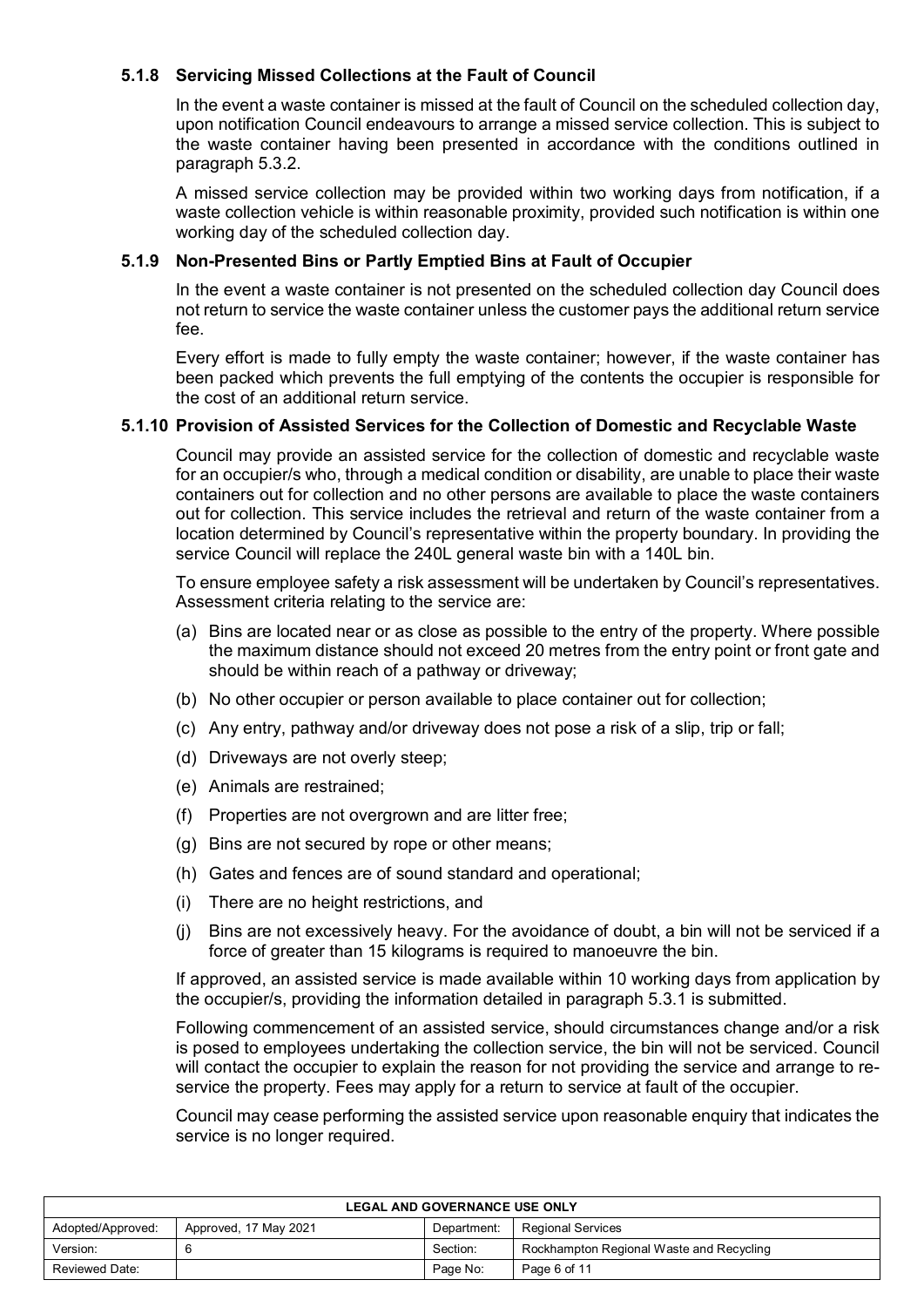### 5.1.8 Servicing Missed Collections at the Fault of Council

In the event a waste container is missed at the fault of Council on the scheduled collection day, upon notification Council endeavours to arrange a missed service collection. This is subject to the waste container having been presented in accordance with the conditions outlined in paragraph 5.3.2.

A missed service collection may be provided within two working days from notification, if a waste collection vehicle is within reasonable proximity, provided such notification is within one working day of the scheduled collection day.

### 5.1.9 Non-Presented Bins or Partly Emptied Bins at Fault of Occupier

In the event a waste container is not presented on the scheduled collection day Council does not return to service the waste container unless the customer pays the additional return service fee.

Every effort is made to fully empty the waste container; however, if the waste container has been packed which prevents the full emptying of the contents the occupier is responsible for the cost of an additional return service.

### 5.1.10 Provision of Assisted Services for the Collection of Domestic and Recyclable Waste

Council may provide an assisted service for the collection of domestic and recyclable waste for an occupier/s who, through a medical condition or disability, are unable to place their waste containers out for collection and no other persons are available to place the waste containers out for collection. This service includes the retrieval and return of the waste container from a location determined by Council's representative within the property boundary. In providing the service Council will replace the 240L general waste bin with a 140L bin.

To ensure employee safety a risk assessment will be undertaken by Council's representatives. Assessment criteria relating to the service are:

(a) Bins are located near or as close as possible to the entry of the property. Where possible the maximum distance should not exceed 20 metres from the entry point or front gate and should be within reach of a pathway or driveway;

(b) No other occupier or person available to place container out for collection;

(c) Any entry, pathway and/or driveway does not pose a risk of a slip, trip or fall;

(d) Driveways are not overly steep;

(e) Animals are restrained;

(f) Properties are not overgrown and are litter free;

(g) Bins are not secured by rope or other means;

(h) Gates and fences are of sound standard and operational;

(i) There are no height restrictions, and

(j) Bins are not excessively heavy. For the avoidance of doubt, a bin will not be serviced if a force of greater than 15 kilograms is required to manoeuvre the bin.

If approved, an assisted service is made available within 10 working days from application by the occupier/s, providing the information detailed in paragraph 5.3.1 is submitted.

Following commencement of an assisted service, should circumstances change and/or a risk is posed to employees undertaking the collection service, the bin will not be serviced. Council will contact the occupier to explain the reason for not providing the service and arrange to re-service the property. Fees may apply for a return to service at fault of the occupier.

Council may cease performing the assisted service upon reasonable enquiry that indicates the service is no longer required.

| LEGAL AND GOVERNANCE USE ONLY | | | |
|---|---|---|---|
| Adopted/Approved: | Approved, 17 May 2021 | Department: | Regional Services |
| Version: | 6 | Section: | Rockhampton Regional Waste and Recycling |
| Reviewed Date: | | Page No: | Page 6 of 11 |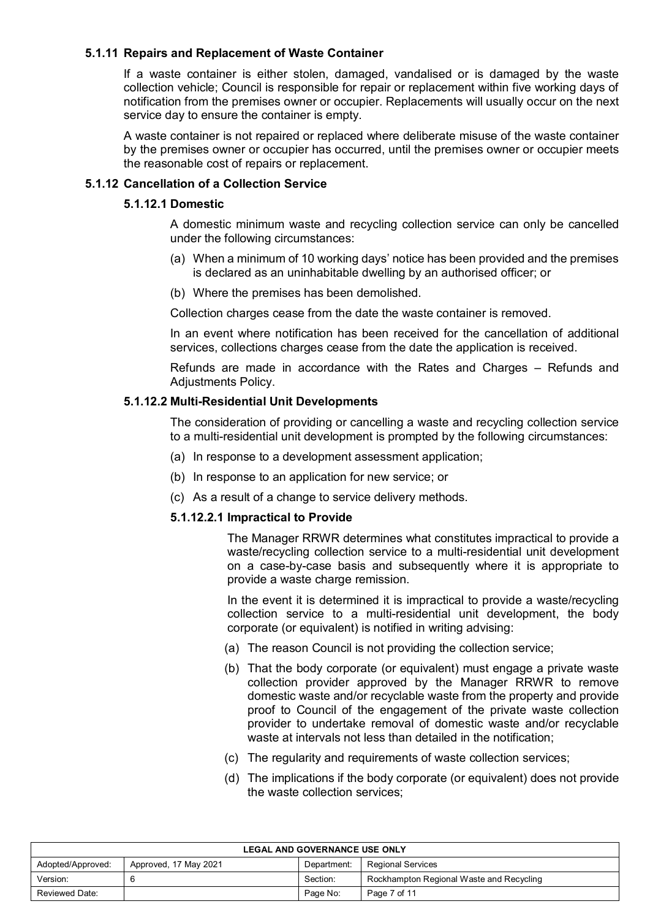#### 5.1.11 Repairs and Replacement of Waste Container

If a waste container is either stolen, damaged, vandalised or is damaged by the waste collection vehicle; Council is responsible for repair or replacement within five working days of notification from the premises owner or occupier. Replacements will usually occur on the next service day to ensure the container is empty.

A waste container is not repaired or replaced where deliberate misuse of the waste container by the premises owner or occupier has occurred, until the premises owner or occupier meets the reasonable cost of repairs or replacement.

#### 5.1.12 Cancellation of a Collection Service

##### 5.1.12.1 Domestic

A domestic minimum waste and recycling collection service can only be cancelled under the following circumstances:

(a) When a minimum of 10 working days' notice has been provided and the premises is declared as an uninhabitable dwelling by an authorised officer; or

(b) Where the premises has been demolished.

Collection charges cease from the date the waste container is removed.

In an event where notification has been received for the cancellation of additional services, collections charges cease from the date the application is received.

Refunds are made in accordance with the Rates and Charges – Refunds and Adjustments Policy.

##### 5.1.12.2 Multi-Residential Unit Developments

The consideration of providing or cancelling a waste and recycling collection service to a multi-residential unit development is prompted by the following circumstances:

(a) In response to a development assessment application;

(b) In response to an application for new service; or

(c) As a result of a change to service delivery methods.

###### 5.1.12.2.1 Impractical to Provide

The Manager RRWR determines what constitutes impractical to provide a waste/recycling collection service to a multi-residential unit development on a case-by-case basis and subsequently where it is appropriate to provide a waste charge remission.

In the event it is determined it is impractical to provide a waste/recycling collection service to a multi-residential unit development, the body corporate (or equivalent) is notified in writing advising:

(a) The reason Council is not providing the collection service;

(b) That the body corporate (or equivalent) must engage a private waste collection provider approved by the Manager RRWR to remove domestic waste and/or recyclable waste from the property and provide proof to Council of the engagement of the private waste collection provider to undertake removal of domestic waste and/or recyclable waste at intervals not less than detailed in the notification;

(c) The regularity and requirements of waste collection services;

(d) The implications if the body corporate (or equivalent) does not provide the waste collection services;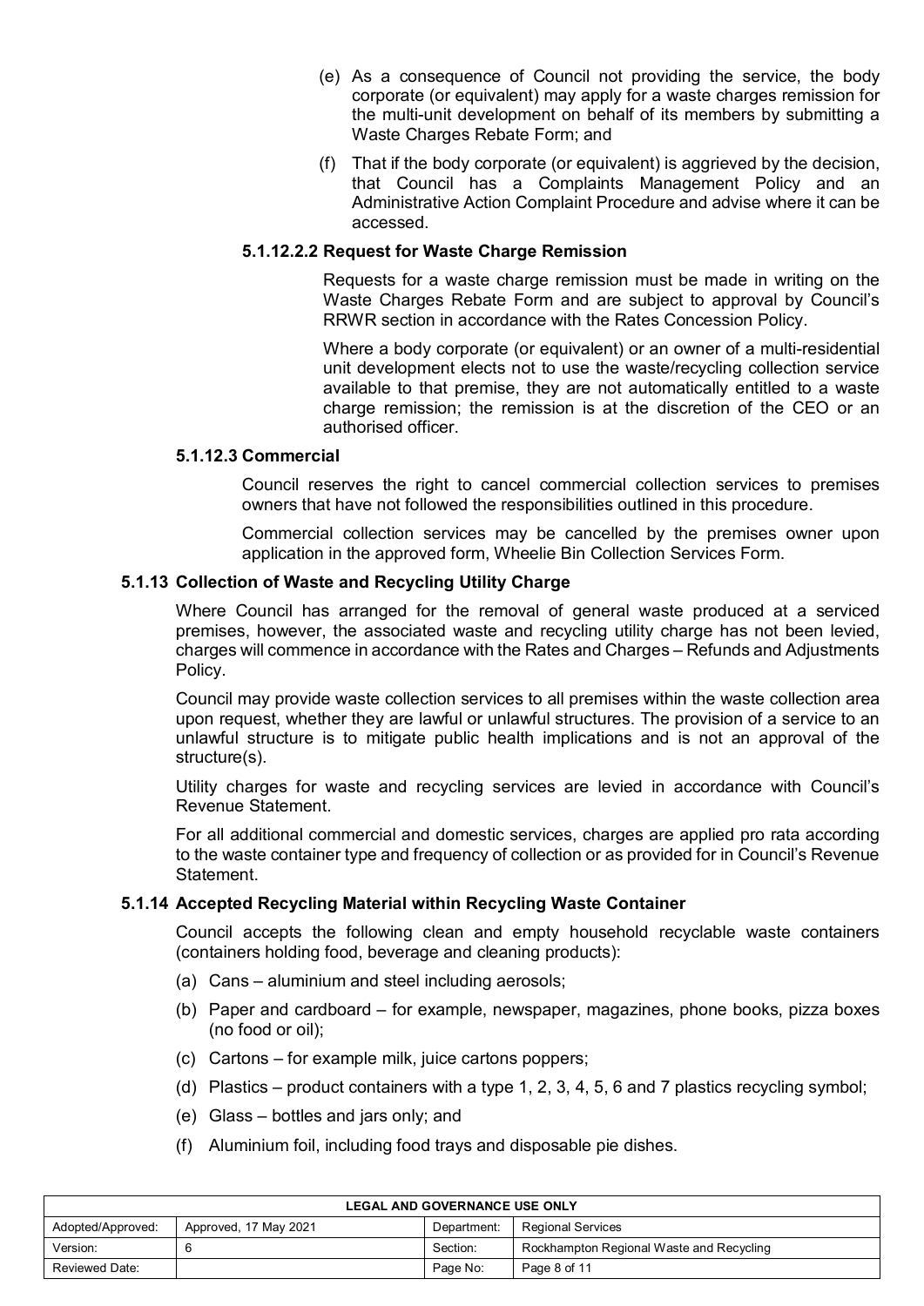(e) As a consequence of Council not providing the service, the body corporate (or equivalent) may apply for a waste charges remission for the multi-unit development on behalf of its members by submitting a Waste Charges Rebate Form; and

(f) That if the body corporate (or equivalent) is aggrieved by the decision, that Council has a Complaints Management Policy and an Administrative Action Complaint Procedure and advise where it can be accessed.

#### 5.1.12.2.2 Request for Waste Charge Remission

Requests for a waste charge remission must be made in writing on the Waste Charges Rebate Form and are subject to approval by Council's RRWR section in accordance with the Rates Concession Policy.

Where a body corporate (or equivalent) or an owner of a multi-residential unit development elects not to use the waste/recycling collection service available to that premise, they are not automatically entitled to a waste charge remission; the remission is at the discretion of the CEO or an authorised officer.

#### 5.1.12.3 Commercial

Council reserves the right to cancel commercial collection services to premises owners that have not followed the responsibilities outlined in this procedure.

Commercial collection services may be cancelled by the premises owner upon application in the approved form, Wheelie Bin Collection Services Form.

### 5.1.13 Collection of Waste and Recycling Utility Charge

Where Council has arranged for the removal of general waste produced at a serviced premises, however, the associated waste and recycling utility charge has not been levied, charges will commence in accordance with the Rates and Charges – Refunds and Adjustments Policy.

Council may provide waste collection services to all premises within the waste collection area upon request, whether they are lawful or unlawful structures. The provision of a service to an unlawful structure is to mitigate public health implications and is not an approval of the structure(s).

Utility charges for waste and recycling services are levied in accordance with Council's Revenue Statement.

For all additional commercial and domestic services, charges are applied pro rata according to the waste container type and frequency of collection or as provided for in Council's Revenue Statement.

### 5.1.14 Accepted Recycling Material within Recycling Waste Container

Council accepts the following clean and empty household recyclable waste containers (containers holding food, beverage and cleaning products):

(a) Cans – aluminium and steel including aerosols;

(b) Paper and cardboard – for example, newspaper, magazines, phone books, pizza boxes (no food or oil);

(c) Cartons – for example milk, juice cartons poppers;

(d) Plastics – product containers with a type 1, 2, 3, 4, 5, 6 and 7 plastics recycling symbol;

(e) Glass – bottles and jars only; and

(f) Aluminium foil, including food trays and disposable pie dishes.

| LEGAL AND GOVERNANCE USE ONLY | | | |
|---|---|---|---|
| Adopted/Approved: | Approved, 17 May 2021 | Department: | Regional Services |
| Version: | 6 | Section: | Rockhampton Regional Waste and Recycling |
| Reviewed Date: | | Page No: | Page 8 of 11 |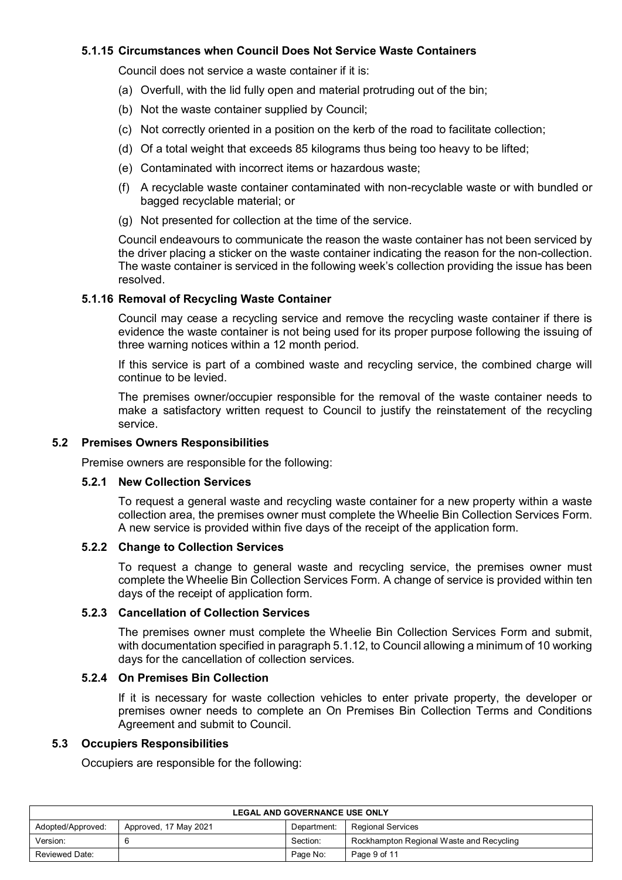#### 5.1.15 Circumstances when Council Does Not Service Waste Containers

Council does not service a waste container if it is:

(a) Overfull, with the lid fully open and material protruding out of the bin;

(b) Not the waste container supplied by Council;

(c) Not correctly oriented in a position on the kerb of the road to facilitate collection;

(d) Of a total weight that exceeds 85 kilograms thus being too heavy to be lifted;

(e) Contaminated with incorrect items or hazardous waste;

(f) A recyclable waste container contaminated with non-recyclable waste or with bundled or bagged recyclable material; or

(g) Not presented for collection at the time of the service.

Council endeavours to communicate the reason the waste container has not been serviced by the driver placing a sticker on the waste container indicating the reason for the non-collection. The waste container is serviced in the following week's collection providing the issue has been resolved.

#### 5.1.16 Removal of Recycling Waste Container

Council may cease a recycling service and remove the recycling waste container if there is evidence the waste container is not being used for its proper purpose following the issuing of three warning notices within a 12 month period.

If this service is part of a combined waste and recycling service, the combined charge will continue to be levied.

The premises owner/occupier responsible for the removal of the waste container needs to make a satisfactory written request to Council to justify the reinstatement of the recycling service.

### 5.2 Premises Owners Responsibilities

Premise owners are responsible for the following:

#### 5.2.1 New Collection Services

To request a general waste and recycling waste container for a new property within a waste collection area, the premises owner must complete the Wheelie Bin Collection Services Form. A new service is provided within five days of the receipt of the application form.

#### 5.2.2 Change to Collection Services

To request a change to general waste and recycling service, the premises owner must complete the Wheelie Bin Collection Services Form. A change of service is provided within ten days of the receipt of application form.

#### 5.2.3 Cancellation of Collection Services

The premises owner must complete the Wheelie Bin Collection Services Form and submit, with documentation specified in paragraph 5.1.12, to Council allowing a minimum of 10 working days for the cancellation of collection services.

#### 5.2.4 On Premises Bin Collection

If it is necessary for waste collection vehicles to enter private property, the developer or premises owner needs to complete an On Premises Bin Collection Terms and Conditions Agreement and submit to Council.

### 5.3 Occupiers Responsibilities

Occupiers are responsible for the following: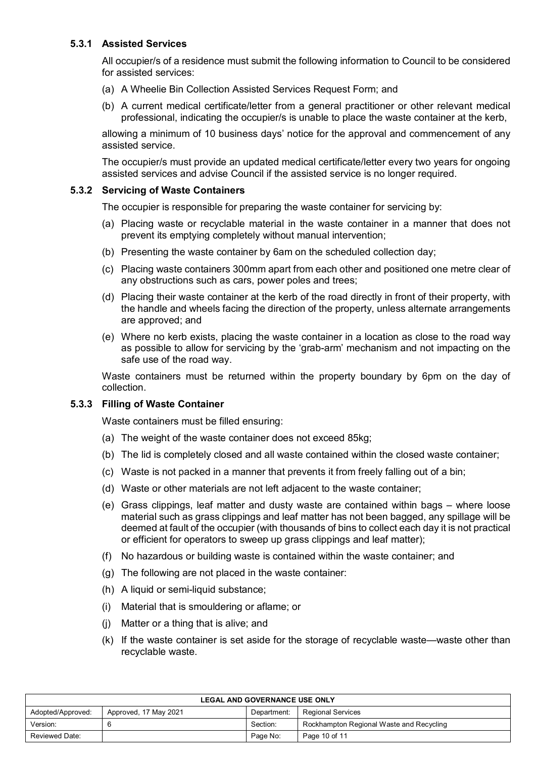#### 5.3.1 Assisted Services

All occupier/s of a residence must submit the following information to Council to be considered for assisted services:

(a) A Wheelie Bin Collection Assisted Services Request Form; and

(b) A current medical certificate/letter from a general practitioner or other relevant medical professional, indicating the occupier/s is unable to place the waste container at the kerb,

allowing a minimum of 10 business days' notice for the approval and commencement of any assisted service.

The occupier/s must provide an updated medical certificate/letter every two years for ongoing assisted services and advise Council if the assisted service is no longer required.

#### 5.3.2 Servicing of Waste Containers

The occupier is responsible for preparing the waste container for servicing by:

(a) Placing waste or recyclable material in the waste container in a manner that does not prevent its emptying completely without manual intervention;

(b) Presenting the waste container by 6am on the scheduled collection day;

(c) Placing waste containers 300mm apart from each other and positioned one metre clear of any obstructions such as cars, power poles and trees;

(d) Placing their waste container at the kerb of the road directly in front of their property, with the handle and wheels facing the direction of the property, unless alternate arrangements are approved; and

(e) Where no kerb exists, placing the waste container in a location as close to the road way as possible to allow for servicing by the 'grab-arm' mechanism and not impacting on the safe use of the road way.

Waste containers must be returned within the property boundary by 6pm on the day of collection.

#### 5.3.3 Filling of Waste Container

Waste containers must be filled ensuring:

(a) The weight of the waste container does not exceed 85kg;

(b) The lid is completely closed and all waste contained within the closed waste container;

(c) Waste is not packed in a manner that prevents it from freely falling out of a bin;

(d) Waste or other materials are not left adjacent to the waste container;

(e) Grass clippings, leaf matter and dusty waste are contained within bags – where loose material such as grass clippings and leaf matter has not been bagged, any spillage will be deemed at fault of the occupier (with thousands of bins to collect each day it is not practical or efficient for operators to sweep up grass clippings and leaf matter);

(f) No hazardous or building waste is contained within the waste container; and

(g) The following are not placed in the waste container:

(h) A liquid or semi-liquid substance;

(i) Material that is smouldering or aflame; or

(j) Matter or a thing that is alive; and

(k) If the waste container is set aside for the storage of recyclable waste—waste other than recyclable waste.

| LEGAL AND GOVERNANCE USE ONLY | | | |
|---|---|---|---|
| Adopted/Approved: | Approved, 17 May 2021 | Department: | Regional Services |
| Version: | 6 | Section: | Rockhampton Regional Waste and Recycling |
| Reviewed Date: | | Page No: | Page 10 of 11 |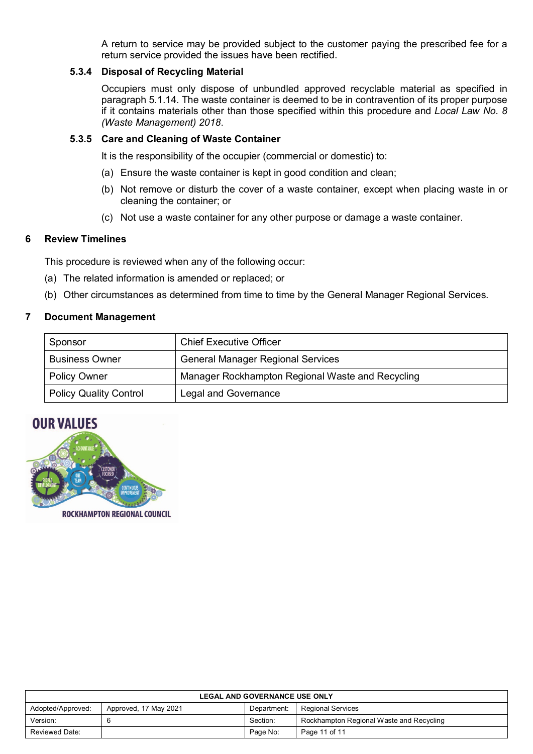A return to service may be provided subject to the customer paying the prescribed fee for a return service provided the issues have been rectified.

### 5.3.4 Disposal of Recycling Material

Occupiers must only dispose of unbundled approved recyclable material as specified in paragraph 5.1.14. The waste container is deemed to be in contravention of its proper purpose if it contains materials other than those specified within this procedure and *Local Law No. 8 (Waste Management) 2018*.

### 5.3.5 Care and Cleaning of Waste Container

It is the responsibility of the occupier (commercial or domestic) to:

(a) Ensure the waste container is kept in good condition and clean;

(b) Not remove or disturb the cover of a waste container, except when placing waste in or cleaning the container; or

(c) Not use a waste container for any other purpose or damage a waste container.

## 6 Review Timelines

This procedure is reviewed when any of the following occur:

(a) The related information is amended or replaced; or

(b) Other circumstances as determined from time to time by the General Manager Regional Services.

## 7 Document Management

| | |
|---|---|
| Sponsor | Chief Executive Officer |
| Business Owner | General Manager Regional Services |
| Policy Owner | Manager Rockhampton Regional Waste and Recycling |
| Policy Quality Control | Legal and Governance |

OUR VALUES

ACCOUNTABLE
CUSTOMER FOCUSED
ONE TEAM
PEOPLE DEVELOPMENT
CONTINUOUS IMPROVEMENT

ROCKHAMPTON REGIONAL COUNCIL

| LEGAL AND GOVERNANCE USE ONLY | | | |
|---|---|---|---|
| Adopted/Approved: | Approved, 17 May 2021 | Department: | Regional Services |
| Version: | 6 | Section: | Rockhampton Regional Waste and Recycling |
| Reviewed Date: | | Page No: | Page 11 of 11 |